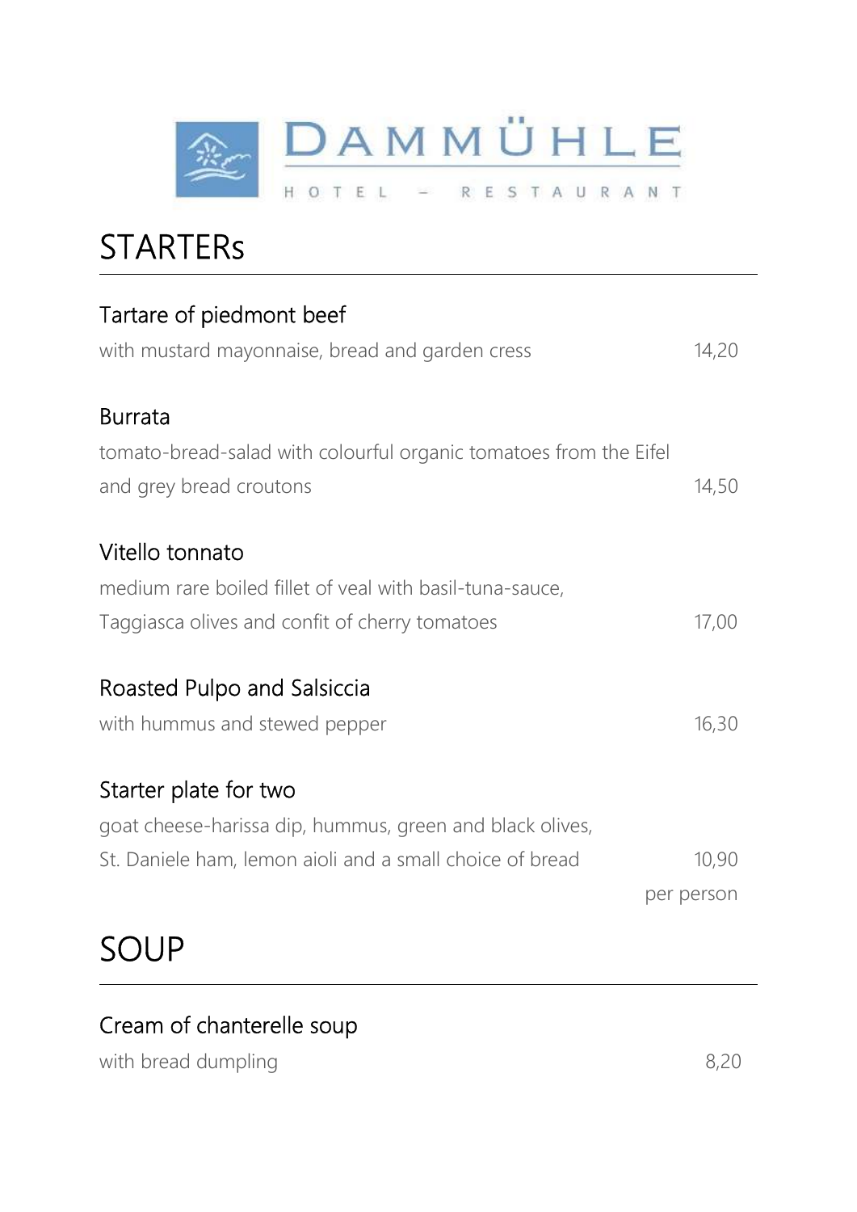# DAMMÜHLE

HOTEL – RESTAURANT

## STARTERs

### Tartare of piedmont beef

with mustard mayonnaise, bread and garden cress — 14,20

### Burrata

tomato-bread-salad with colourful organic tomatoes from the Eifel and grey bread croutons — 14,50

### Vitello tonnato

medium rare boiled fillet of veal with basil-tuna-sauce, Taggiasca olives and confit of cherry tomatoes — 17,00

### Roasted Pulpo and Salsiccia

with hummus and stewed pepper — 16,30

### Starter plate for two

goat cheese-harissa dip, hummus, green and black olives, St. Daniele ham, lemon aioli and a small choice of bread — 10,90 per person

## SOUP

### Cream of chanterelle soup

with bread dumpling — 8,20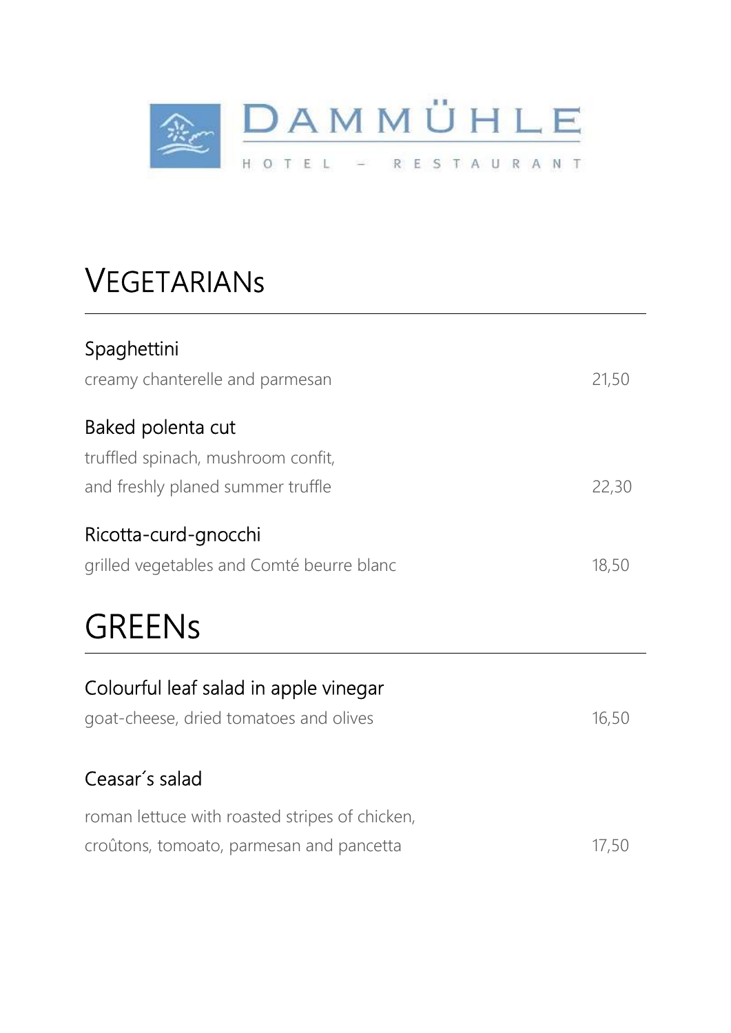DAMMÜHLE

HOTEL – RESTAURANT

# VEGETARIANs

**Spaghettini**
creamy chanterelle and parmesan — 21,50

**Baked polenta cut**
truffled spinach, mushroom confit,
and freshly planed summer truffle — 22,30

**Ricotta-curd-gnocchi**
grilled vegetables and Comté beurre blanc — 18,50

# GREENs

**Colourful leaf salad in apple vinegar**
goat-cheese, dried tomatoes and olives — 16,50

**Ceasar´s salad**
roman lettuce with roasted stripes of chicken,
croûtons, tomoato, parmesan and pancetta — 17,50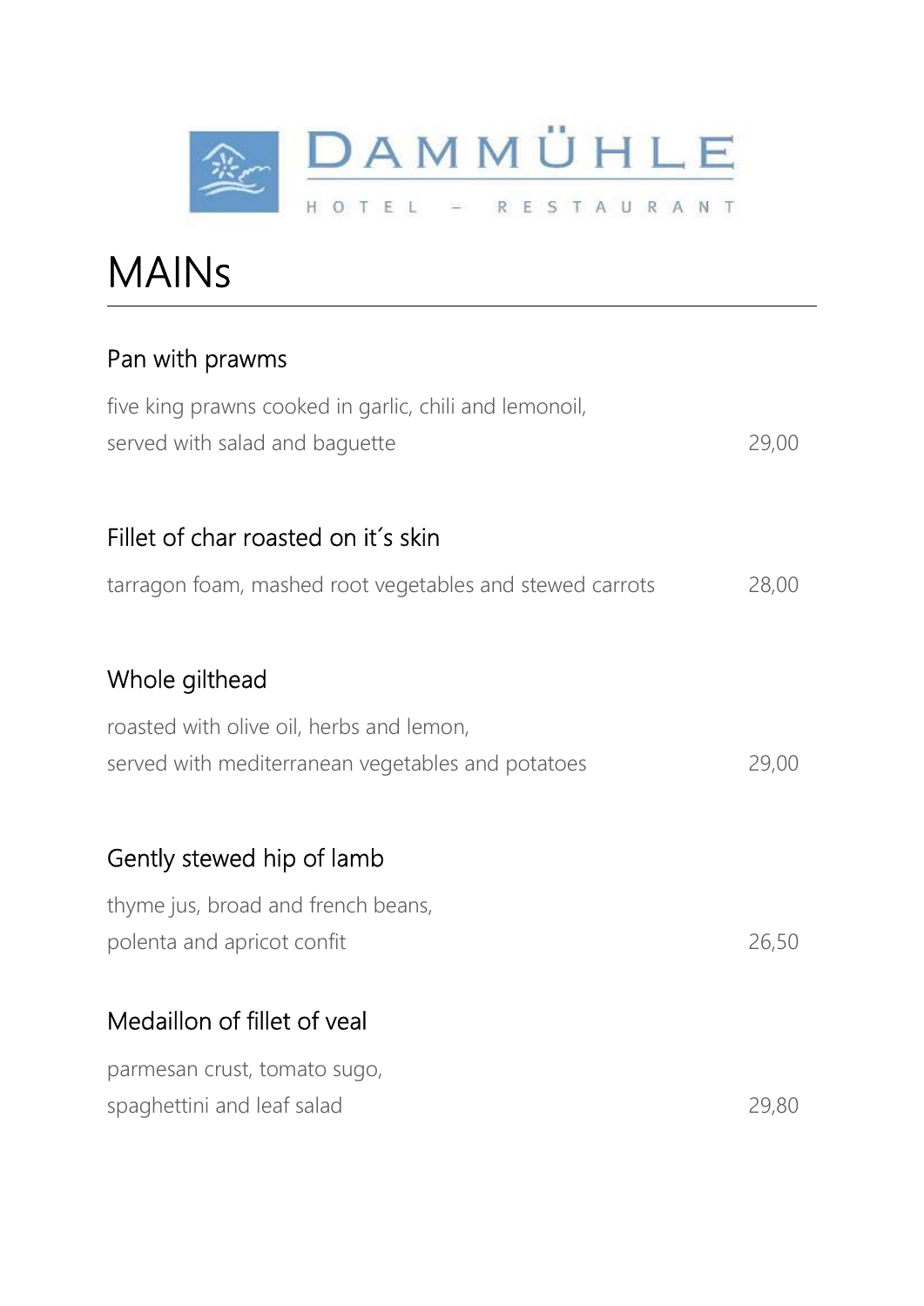DAMMÜHLE

HOTEL – RESTAURANT

# MAINs

## Pan with prawms

five king prawns cooked in garlic, chili and lemonoil,
served with salad and baguette 29,00

## Fillet of char roasted on it´s skin

tarragon foam, mashed root vegetables and stewed carrots 28,00

## Whole gilthead

roasted with olive oil, herbs and lemon,
served with mediterranean vegetables and potatoes 29,00

## Gently stewed hip of lamb

thyme jus, broad and french beans,
polenta and apricot confit 26,50

## Medaillon of fillet of veal

parmesan crust, tomato sugo,
spaghettini and leaf salad 29,80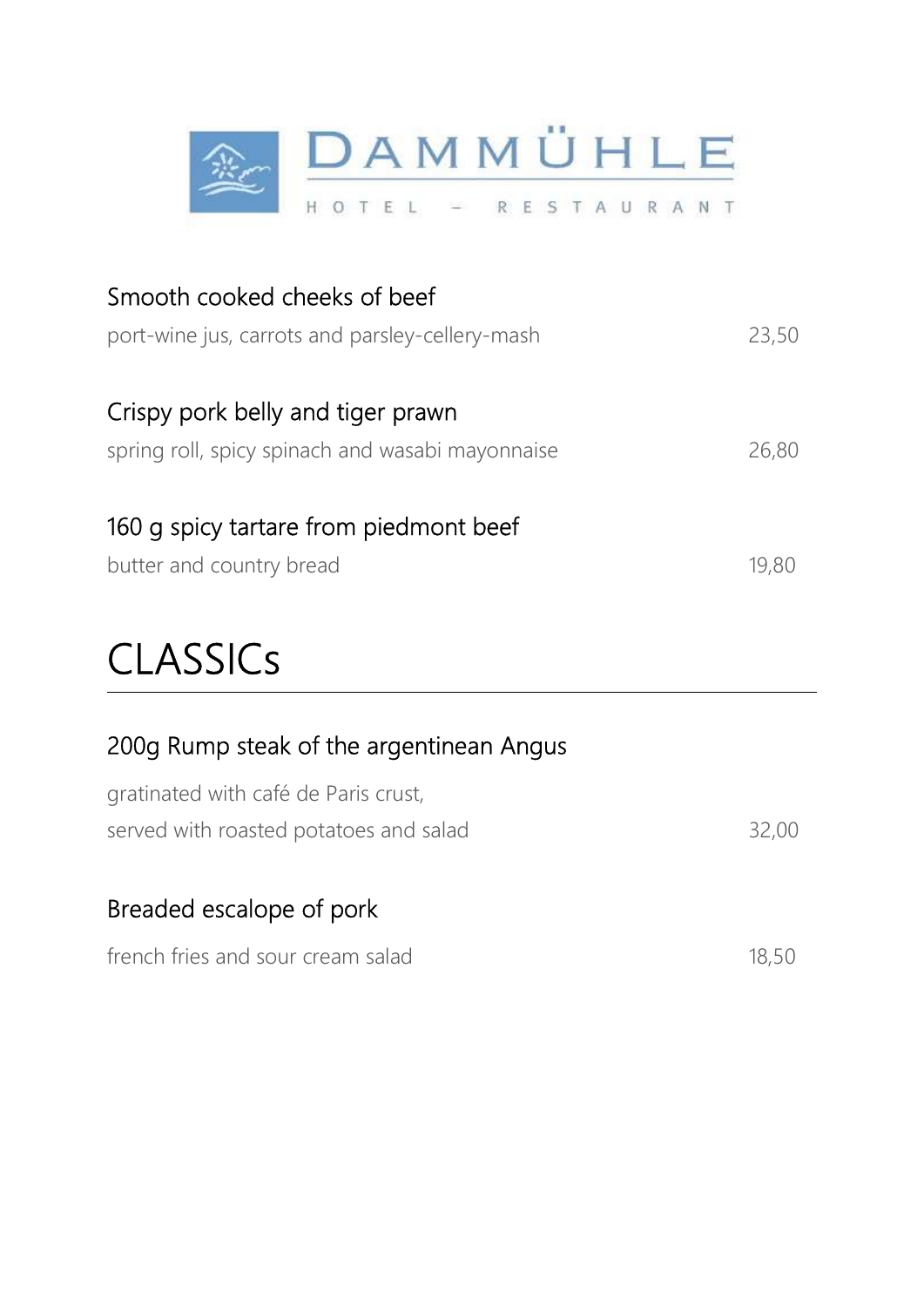# DAMMÜHLE

HOTEL – RESTAURANT

**Smooth cooked cheeks of beef**
port-wine jus, carrots and parsley-cellery-mash 23,50

**Crispy pork belly and tiger prawn**
spring roll, spicy spinach and wasabi mayonnaise 26,80

**160 g spicy tartare from piedmont beef**
butter and country bread 19,80

## CLASSICs

**200g Rump steak of the argentinean Angus**
gratinated with café de Paris crust,
served with roasted potatoes and salad 32,00

**Breaded escalope of pork**
french fries and sour cream salad 18,50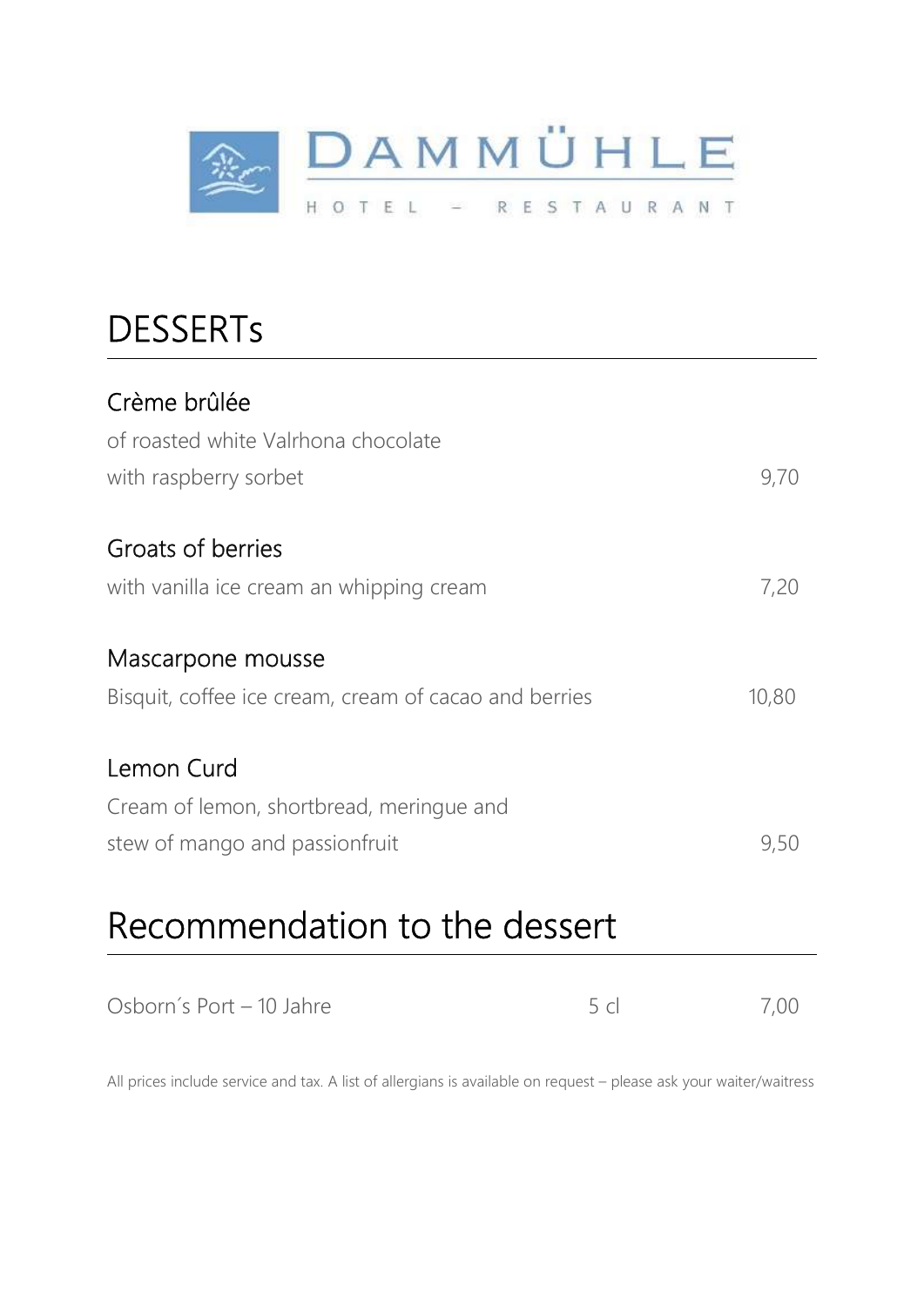DAMMÜHLE

HOTEL – RESTAURANT

# DESSERTs

## Crème brûlée

of roasted white Valrhona chocolate
with raspberry sorbet 9,70

## Groats of berries

with vanilla ice cream an whipping cream 7,20

## Mascarpone mousse

Bisquit, coffee ice cream, cream of cacao and berries 10,80

## Lemon Curd

Cream of lemon, shortbread, meringue and
stew of mango and passionfruit 9,50

# Recommendation to the dessert

| | | |
|---|---|---|
| Osborn´s Port – 10 Jahre | 5 cl | 7,00 |

All prices include service and tax. A list of allergians is available on request – please ask your waiter/waitress